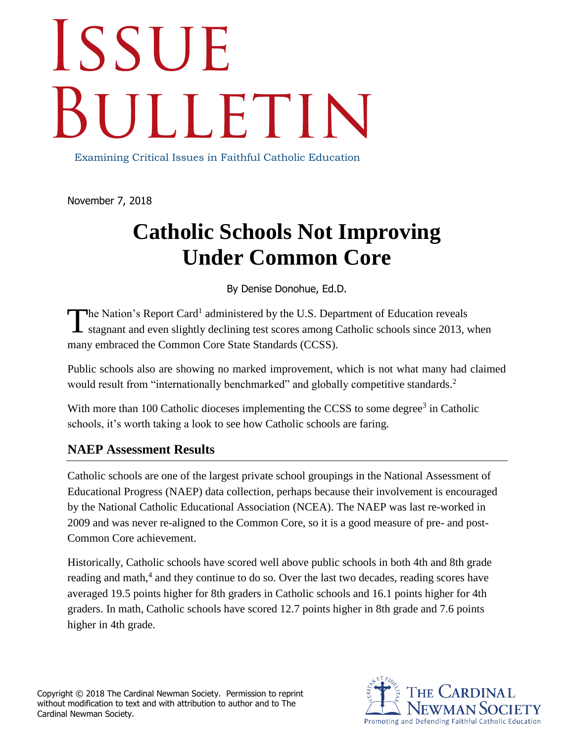# ISSUE BULLETIN

Examining Critical Issues in Faithful Catholic Education

November 7, 2018

## Catholic Schools Not Improving Under Common Core

By Denise Donohue, Ed.D.

The Nation's Report Card[1] administered by the U.S. Department of Education reveals stagnant and even slightly declining test scores among Catholic schools since 2013, when many embraced the Common Core State Standards (CCSS).

Public schools also are showing no marked improvement, which is not what many had claimed would result from "internationally benchmarked" and globally competitive standards.[2]

With more than 100 Catholic dioceses implementing the CCSS to some degree[3] in Catholic schools, it's worth taking a look to see how Catholic schools are faring.

### NAEP Assessment Results

Catholic schools are one of the largest private school groupings in the National Assessment of Educational Progress (NAEP) data collection, perhaps because their involvement is encouraged by the National Catholic Educational Association (NCEA). The NAEP was last re-worked in 2009 and was never re-aligned to the Common Core, so it is a good measure of pre- and post-Common Core achievement.

Historically, Catholic schools have scored well above public schools in both 4th and 8th grade reading and math,[4] and they continue to do so. Over the last two decades, reading scores have averaged 19.5 points higher for 8th graders in Catholic schools and 16.1 points higher for 4th graders. In math, Catholic schools have scored 12.7 points higher in 8th grade and 7.6 points higher in 4th grade.

Copyright © 2018 The Cardinal Newman Society. Permission to reprint without modification to text and with attribution to author and to The Cardinal Newman Society.

The Cardinal Newman Society
Promoting and Defending Faithful Catholic Education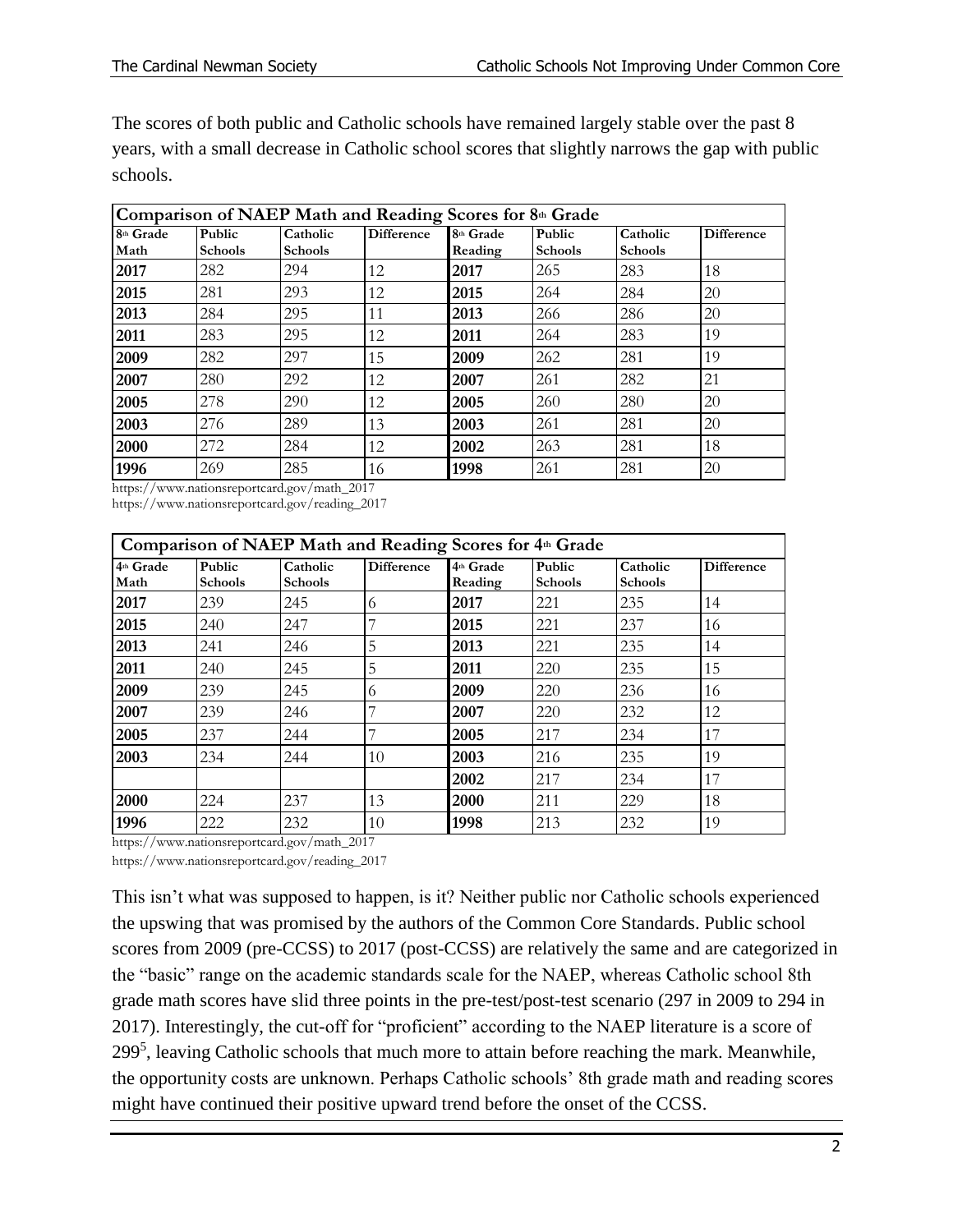The scores of both public and Catholic schools have remained largely stable over the past 8 years, with a small decrease in Catholic school scores that slightly narrows the gap with public schools.

| Comparison of NAEP Math and Reading Scores for 8th Grade | | | | | | | |
|---|---|---|---|---|---|---|---|
| 8th Grade Math | Public Schools | Catholic Schools | Difference | 8th Grade Reading | Public Schools | Catholic Schools | Difference |
| 2017 | 282 | 294 | 12 | 2017 | 265 | 283 | 18 |
| 2015 | 281 | 293 | 12 | 2015 | 264 | 284 | 20 |
| 2013 | 284 | 295 | 11 | 2013 | 266 | 286 | 20 |
| 2011 | 283 | 295 | 12 | 2011 | 264 | 283 | 19 |
| 2009 | 282 | 297 | 15 | 2009 | 262 | 281 | 19 |
| 2007 | 280 | 292 | 12 | 2007 | 261 | 282 | 21 |
| 2005 | 278 | 290 | 12 | 2005 | 260 | 280 | 20 |
| 2003 | 276 | 289 | 13 | 2003 | 261 | 281 | 20 |
| 2000 | 272 | 284 | 12 | 2002 | 263 | 281 | 18 |
| 1996 | 269 | 285 | 16 | 1998 | 261 | 281 | 20 |

https://www.nationsreportcard.gov/math_2017
https://www.nationsreportcard.gov/reading_2017

| Comparison of NAEP Math and Reading Scores for 4th Grade | | | | | | | |
|---|---|---|---|---|---|---|---|
| 4th Grade Math | Public Schools | Catholic Schools | Difference | 4th Grade Reading | Public Schools | Catholic Schools | Difference |
| 2017 | 239 | 245 | 6 | 2017 | 221 | 235 | 14 |
| 2015 | 240 | 247 | 7 | 2015 | 221 | 237 | 16 |
| 2013 | 241 | 246 | 5 | 2013 | 221 | 235 | 14 |
| 2011 | 240 | 245 | 5 | 2011 | 220 | 235 | 15 |
| 2009 | 239 | 245 | 6 | 2009 | 220 | 236 | 16 |
| 2007 | 239 | 246 | 7 | 2007 | 220 | 232 | 12 |
| 2005 | 237 | 244 | 7 | 2005 | 217 | 234 | 17 |
| 2003 | 234 | 244 | 10 | 2003 | 216 | 235 | 19 |
| | | | | 2002 | 217 | 234 | 17 |
| 2000 | 224 | 237 | 13 | 2000 | 211 | 229 | 18 |
| 1996 | 222 | 232 | 10 | 1998 | 213 | 232 | 19 |

https://www.nationsreportcard.gov/math_2017
https://www.nationsreportcard.gov/reading_2017

This isn't what was supposed to happen, is it? Neither public nor Catholic schools experienced the upswing that was promised by the authors of the Common Core Standards. Public school scores from 2009 (pre-CCSS) to 2017 (post-CCSS) are relatively the same and are categorized in the "basic" range on the academic standards scale for the NAEP, whereas Catholic school 8th grade math scores have slid three points in the pre-test/post-test scenario (297 in 2009 to 294 in 2017). Interestingly, the cut-off for "proficient" according to the NAEP literature is a score of 299[5], leaving Catholic schools that much more to attain before reaching the mark. Meanwhile, the opportunity costs are unknown. Perhaps Catholic schools' 8th grade math and reading scores might have continued their positive upward trend before the onset of the CCSS.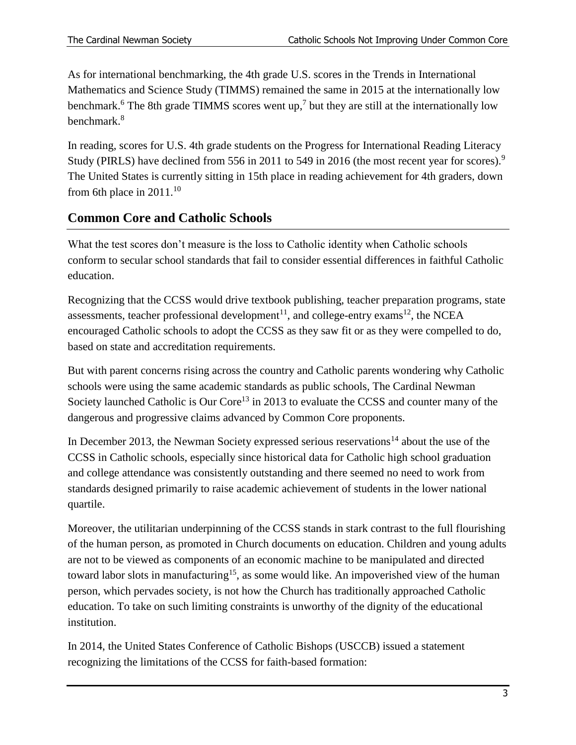As for international benchmarking, the 4th grade U.S. scores in the Trends in International Mathematics and Science Study (TIMMS) remained the same in 2015 at the internationally low benchmark.[6] The 8th grade TIMMS scores went up,[7] but they are still at the internationally low benchmark.[8]

In reading, scores for U.S. 4th grade students on the Progress for International Reading Literacy Study (PIRLS) have declined from 556 in 2011 to 549 in 2016 (the most recent year for scores).[9] The United States is currently sitting in 15th place in reading achievement for 4th graders, down from 6th place in 2011.[10]

## Common Core and Catholic Schools

What the test scores don't measure is the loss to Catholic identity when Catholic schools conform to secular school standards that fail to consider essential differences in faithful Catholic education.

Recognizing that the CCSS would drive textbook publishing, teacher preparation programs, state assessments, teacher professional development[11], and college-entry exams[12], the NCEA encouraged Catholic schools to adopt the CCSS as they saw fit or as they were compelled to do, based on state and accreditation requirements.

But with parent concerns rising across the country and Catholic parents wondering why Catholic schools were using the same academic standards as public schools, The Cardinal Newman Society launched Catholic is Our Core[13] in 2013 to evaluate the CCSS and counter many of the dangerous and progressive claims advanced by Common Core proponents.

In December 2013, the Newman Society expressed serious reservations[14] about the use of the CCSS in Catholic schools, especially since historical data for Catholic high school graduation and college attendance was consistently outstanding and there seemed no need to work from standards designed primarily to raise academic achievement of students in the lower national quartile.

Moreover, the utilitarian underpinning of the CCSS stands in stark contrast to the full flourishing of the human person, as promoted in Church documents on education. Children and young adults are not to be viewed as components of an economic machine to be manipulated and directed toward labor slots in manufacturing[15], as some would like. An impoverished view of the human person, which pervades society, is not how the Church has traditionally approached Catholic education. To take on such limiting constraints is unworthy of the dignity of the educational institution.

In 2014, the United States Conference of Catholic Bishops (USCCB) issued a statement recognizing the limitations of the CCSS for faith-based formation: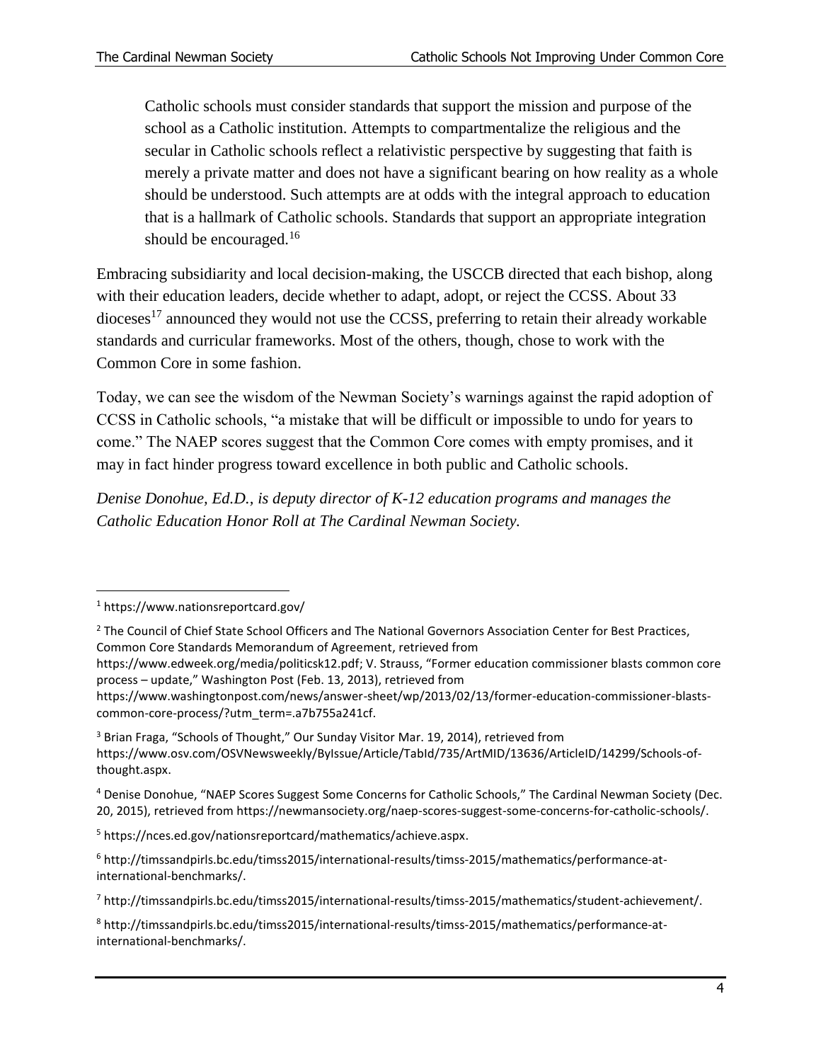> Catholic schools must consider standards that support the mission and purpose of the school as a Catholic institution. Attempts to compartmentalize the religious and the secular in Catholic schools reflect a relativistic perspective by suggesting that faith is merely a private matter and does not have a significant bearing on how reality as a whole should be understood. Such attempts are at odds with the integral approach to education that is a hallmark of Catholic schools. Standards that support an appropriate integration should be encouraged.[16]

Embracing subsidiarity and local decision-making, the USCCB directed that each bishop, along with their education leaders, decide whether to adapt, adopt, or reject the CCSS. About 33 dioceses[17] announced they would not use the CCSS, preferring to retain their already workable standards and curricular frameworks. Most of the others, though, chose to work with the Common Core in some fashion.

Today, we can see the wisdom of the Newman Society's warnings against the rapid adoption of CCSS in Catholic schools, "a mistake that will be difficult or impossible to undo for years to come." The NAEP scores suggest that the Common Core comes with empty promises, and it may in fact hinder progress toward excellence in both public and Catholic schools.

*Denise Donohue, Ed.D., is deputy director of K-12 education programs and manages the Catholic Education Honor Roll at The Cardinal Newman Society.*

---

[1] https://www.nationsreportcard.gov/

[2] The Council of Chief State School Officers and The National Governors Association Center for Best Practices, Common Core Standards Memorandum of Agreement, retrieved from https://www.edweek.org/media/politicsk12.pdf; V. Strauss, "Former education commissioner blasts common core process – update," Washington Post (Feb. 13, 2013), retrieved from https://www.washingtonpost.com/news/answer-sheet/wp/2013/02/13/former-education-commissioner-blasts-common-core-process/?utm_term=.a7b755a241cf.

[3] Brian Fraga, "Schools of Thought," Our Sunday Visitor Mar. 19, 2014), retrieved from https://www.osv.com/OSVNewsweekly/ByIssue/Article/TabId/735/ArtMID/13636/ArticleID/14299/Schools-of-thought.aspx.

[4] Denise Donohue, "NAEP Scores Suggest Some Concerns for Catholic Schools," The Cardinal Newman Society (Dec. 20, 2015), retrieved from https://newmansociety.org/naep-scores-suggest-some-concerns-for-catholic-schools/.

[5] https://nces.ed.gov/nationsreportcard/mathematics/achieve.aspx.

[6] http://timssandpirls.bc.edu/timss2015/international-results/timss-2015/mathematics/performance-at-international-benchmarks/.

[7] http://timssandpirls.bc.edu/timss2015/international-results/timss-2015/mathematics/student-achievement/.

[8] http://timssandpirls.bc.edu/timss2015/international-results/timss-2015/mathematics/performance-at-international-benchmarks/.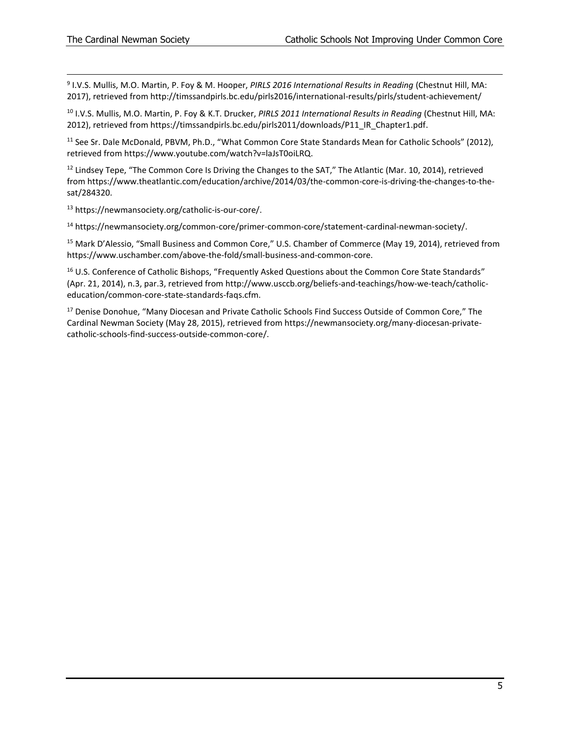[9] I.V.S. Mullis, M.O. Martin, P. Foy & M. Hooper, *PIRLS 2016 International Results in Reading* (Chestnut Hill, MA: 2017), retrieved from http://timssandpirls.bc.edu/pirls2016/international-results/pirls/student-achievement/

[10] I.V.S. Mullis, M.O. Martin, P. Foy & K.T. Drucker, *PIRLS 2011 International Results in Reading* (Chestnut Hill, MA: 2012), retrieved from https://timssandpirls.bc.edu/pirls2011/downloads/P11_IR_Chapter1.pdf.

[11] See Sr. Dale McDonald, PBVM, Ph.D., "What Common Core State Standards Mean for Catholic Schools" (2012), retrieved from https://www.youtube.com/watch?v=laJsT0oiLRQ.

[12] Lindsey Tepe, "The Common Core Is Driving the Changes to the SAT," The Atlantic (Mar. 10, 2014), retrieved from https://www.theatlantic.com/education/archive/2014/03/the-common-core-is-driving-the-changes-to-the-sat/284320.

[13] https://newmansociety.org/catholic-is-our-core/.

[14] https://newmansociety.org/common-core/primer-common-core/statement-cardinal-newman-society/.

[15] Mark D'Alessio, "Small Business and Common Core," U.S. Chamber of Commerce (May 19, 2014), retrieved from https://www.uschamber.com/above-the-fold/small-business-and-common-core.

[16] U.S. Conference of Catholic Bishops, "Frequently Asked Questions about the Common Core State Standards" (Apr. 21, 2014), n.3, par.3, retrieved from http://www.usccb.org/beliefs-and-teachings/how-we-teach/catholic-education/common-core-state-standards-faqs.cfm.

[17] Denise Donohue, "Many Diocesan and Private Catholic Schools Find Success Outside of Common Core," The Cardinal Newman Society (May 28, 2015), retrieved from https://newmansociety.org/many-diocesan-private-catholic-schools-find-success-outside-common-core/.